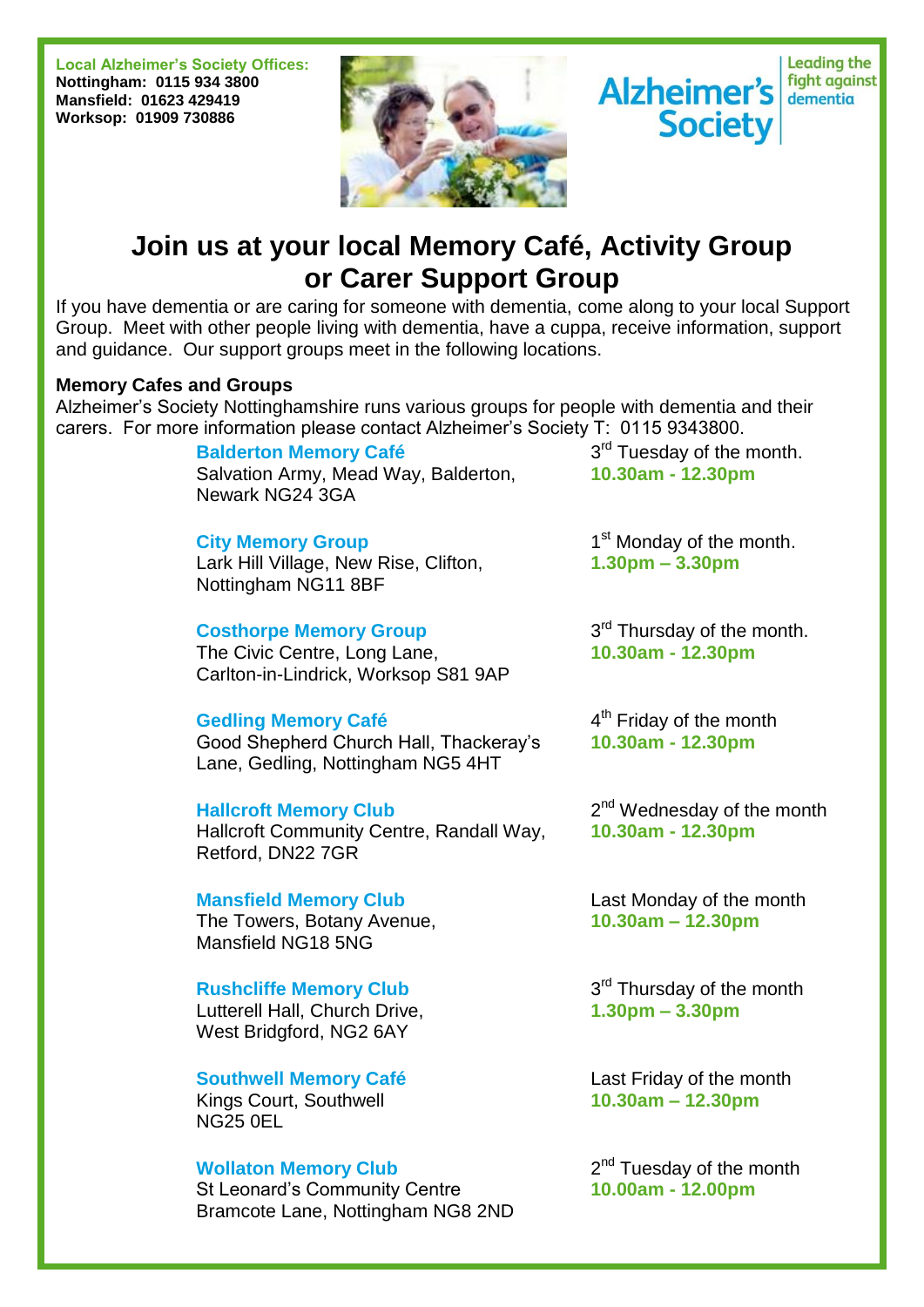**Local Alzheimer's Society Offices:**
**Nottingham: 0115 934 3800**
**Mansfield: 01623 429419**
**Worksop: 01909 730886**

Alzheimer's Society | Leading the fight against dementia

# Join us at your local Memory Café, Activity Group or Carer Support Group

If you have dementia or are caring for someone with dementia, come along to your local Support Group. Meet with other people living with dementia, have a cuppa, receive information, support and guidance. Our support groups meet in the following locations.

**Memory Cafes and Groups**

Alzheimer's Society Nottinghamshire runs various groups for people with dementia and their carers. For more information please contact Alzheimer's Society T: 0115 9343800.

| Group / Location | When |
|---|---|
| **Balderton Memory Café**<br>Salvation Army, Mead Way, Balderton, Newark NG24 3GA | 3rd Tuesday of the month.<br>**10.30am - 12.30pm** |
| **City Memory Group**<br>Lark Hill Village, New Rise, Clifton, Nottingham NG11 8BF | 1st Monday of the month.<br>**1.30pm – 3.30pm** |
| **Costhorpe Memory Group**<br>The Civic Centre, Long Lane, Carlton-in-Lindrick, Worksop S81 9AP | 3rd Thursday of the month.<br>**10.30am - 12.30pm** |
| **Gedling Memory Café**<br>Good Shepherd Church Hall, Thackeray's Lane, Gedling, Nottingham NG5 4HT | 4th Friday of the month<br>**10.30am - 12.30pm** |
| **Hallcroft Memory Club**<br>Hallcroft Community Centre, Randall Way, Retford, DN22 7GR | 2nd Wednesday of the month<br>**10.30am - 12.30pm** |
| **Mansfield Memory Club**<br>The Towers, Botany Avenue, Mansfield NG18 5NG | Last Monday of the month<br>**10.30am – 12.30pm** |
| **Rushcliffe Memory Club**<br>Lutterell Hall, Church Drive, West Bridgford, NG2 6AY | 3rd Thursday of the month<br>**1.30pm – 3.30pm** |
| **Southwell Memory Café**<br>Kings Court, Southwell NG25 0EL | Last Friday of the month<br>**10.30am – 12.30pm** |
| **Wollaton Memory Club**<br>St Leonard's Community Centre Bramcote Lane, Nottingham NG8 2ND | 2nd Tuesday of the month<br>**10.00am - 12.00pm** |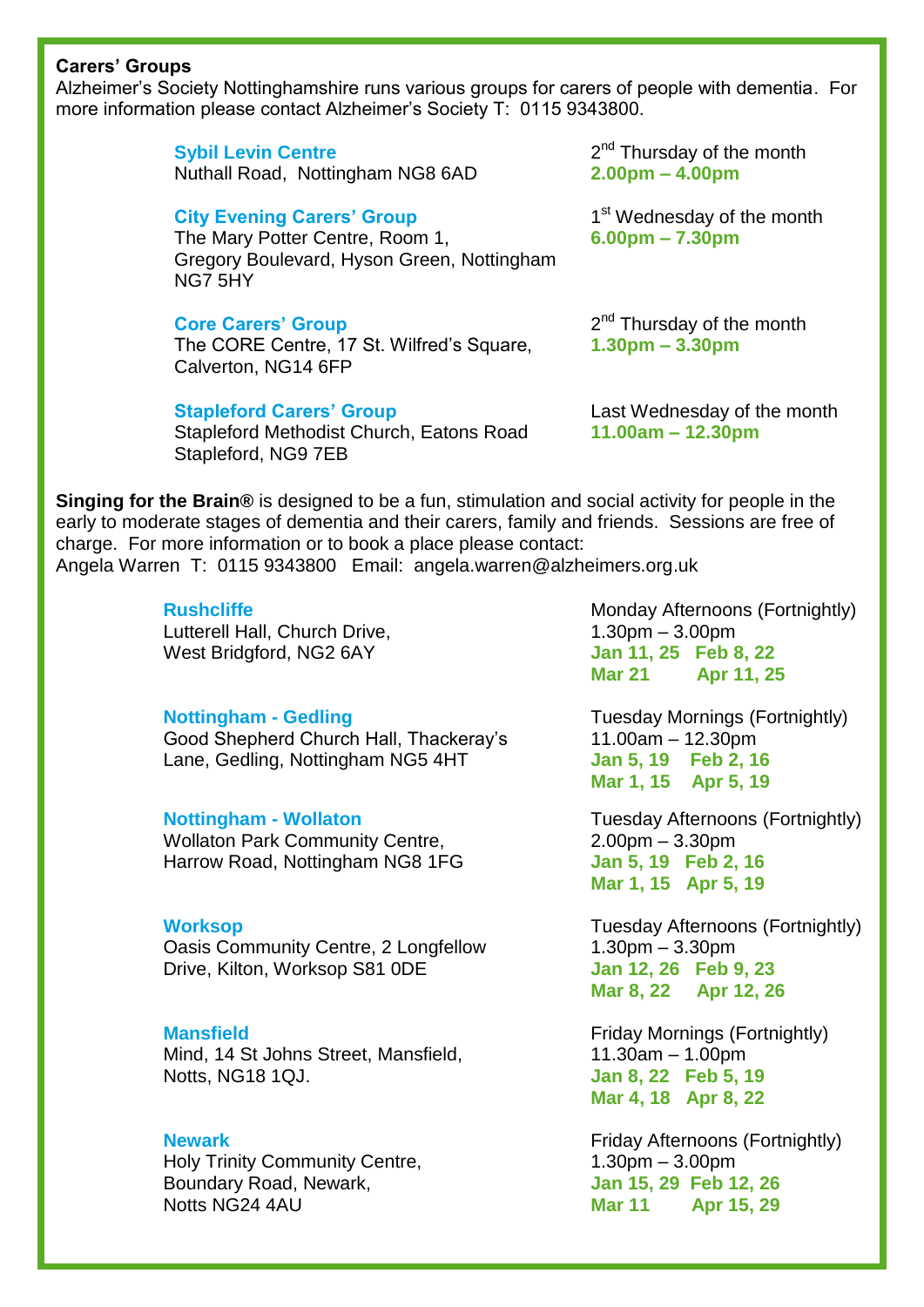### Carers' Groups

Alzheimer's Society Nottinghamshire runs various groups for carers of people with dementia. For more information please contact Alzheimer's Society T: 0115 9343800.

**Sybil Levin Centre**
Nuthall Road, Nottingham NG8 6AD
2nd Thursday of the month
**2.00pm – 4.00pm**

**City Evening Carers' Group**
The Mary Potter Centre, Room 1, Gregory Boulevard, Hyson Green, Nottingham NG7 5HY
1st Wednesday of the month
**6.00pm – 7.30pm**

**Core Carers' Group**
The CORE Centre, 17 St. Wilfred's Square, Calverton, NG14 6FP
2nd Thursday of the month
**1.30pm – 3.30pm**

**Stapleford Carers' Group**
Stapleford Methodist Church, Eatons Road Stapleford, NG9 7EB
Last Wednesday of the month
**11.00am – 12.30pm**

**Singing for the Brain®** is designed to be a fun, stimulation and social activity for people in the early to moderate stages of dementia and their carers, family and friends. Sessions are free of charge. For more information or to book a place please contact:
Angela Warren T: 0115 9343800 Email: angela.warren@alzheimers.org.uk

**Rushcliffe**
Lutterell Hall, Church Drive, West Bridgford, NG2 6AY
Monday Afternoons (Fortnightly)
1.30pm – 3.00pm
**Jan 11, 25 Feb 8, 22**
**Mar 21 Apr 11, 25**

**Nottingham - Gedling**
Good Shepherd Church Hall, Thackeray's Lane, Gedling, Nottingham NG5 4HT
Tuesday Mornings (Fortnightly)
11.00am – 12.30pm
**Jan 5, 19 Feb 2, 16**
**Mar 1, 15 Apr 5, 19**

**Nottingham - Wollaton**
Wollaton Park Community Centre, Harrow Road, Nottingham NG8 1FG
Tuesday Afternoons (Fortnightly)
2.00pm – 3.30pm
**Jan 5, 19 Feb 2, 16**
**Mar 1, 15 Apr 5, 19**

**Worksop**
Oasis Community Centre, 2 Longfellow Drive, Kilton, Worksop S81 0DE
Tuesday Afternoons (Fortnightly)
1.30pm – 3.30pm
**Jan 12, 26 Feb 9, 23**
**Mar 8, 22 Apr 12, 26**

**Mansfield**
Mind, 14 St Johns Street, Mansfield, Notts, NG18 1QJ.
Friday Mornings (Fortnightly)
11.30am – 1.00pm
**Jan 8, 22 Feb 5, 19**
**Mar 4, 18 Apr 8, 22**

**Newark**
Holy Trinity Community Centre, Boundary Road, Newark, Notts NG24 4AU
Friday Afternoons (Fortnightly)
1.30pm – 3.00pm
**Jan 15, 29 Feb 12, 26**
**Mar 11 Apr 15, 29**